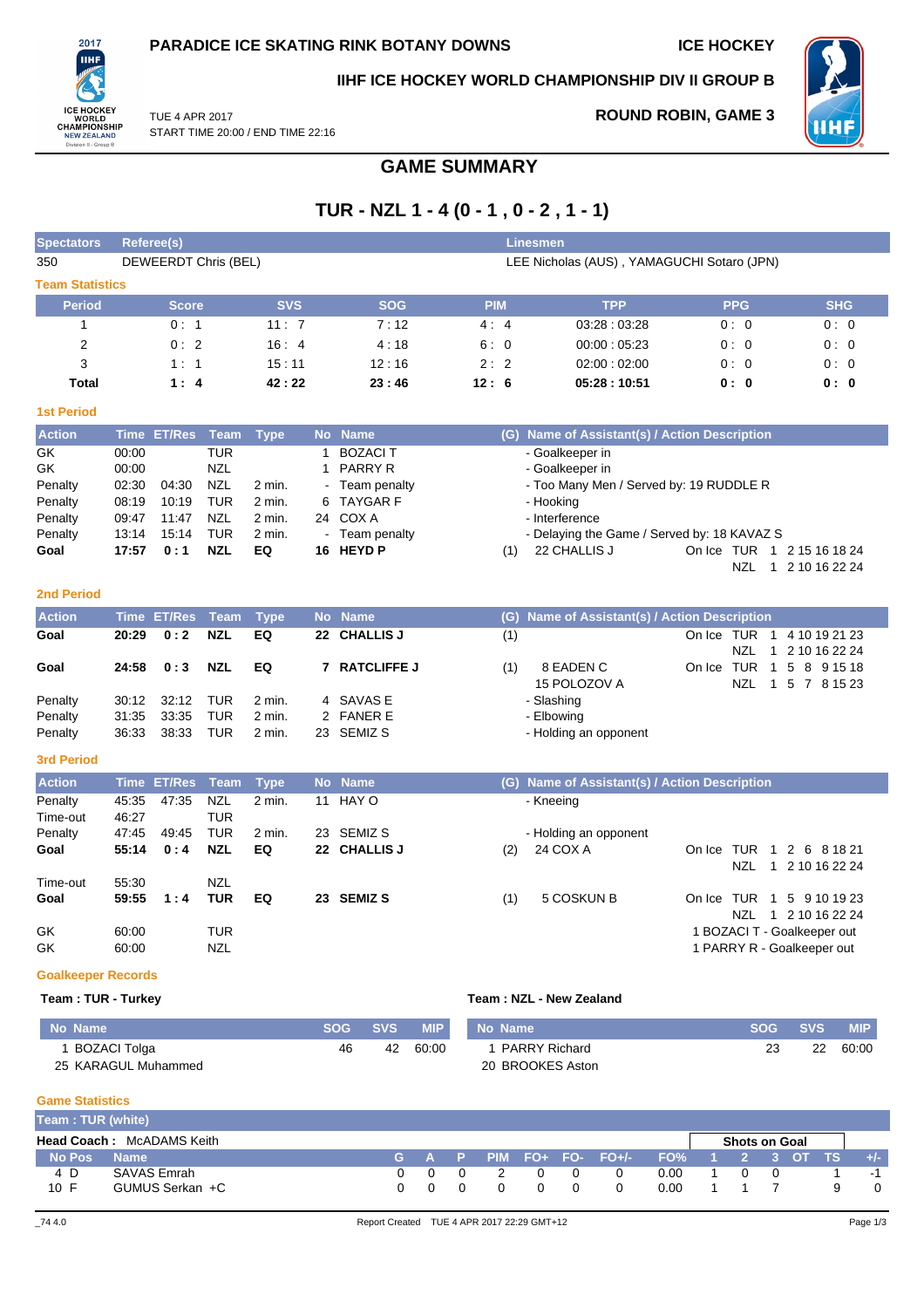PARADICE ICE SKATING RINK BOTANY DOWNS

ICE HOCKEY

IIHF ICE HOCKEY WORLD CHAMPIONSHIP DIV II GROUP B

TUE 4 APR 2017
START TIME 20:00 / END TIME 22:16

ROUND ROBIN, GAME 3

# GAME SUMMARY

## TUR - NZL 1 - 4 (0 - 1 , 0 - 2 , 1 - 1)

| Spectators | Referee(s) | Linesmen |
|---|---|---|
| 350 | DEWEERDT Chris (BEL) | LEE Nicholas (AUS) , YAMAGUCHI Sotaro (JPN) |

### Team Statistics

| Period | Score | SVS | SOG | PIM | TPP | PPG | SHG |
|---|---|---|---|---|---|---|---|
| 1 | 0 : 1 | 11 : 7 | 7 : 12 | 4 : 4 | 03:28 : 03:28 | 0 : 0 | 0 : 0 |
| 2 | 0 : 2 | 16 : 4 | 4 : 18 | 6 : 0 | 00:00 : 05:23 | 0 : 0 | 0 : 0 |
| 3 | 1 : 1 | 15 : 11 | 12 : 16 | 2 : 2 | 02:00 : 02:00 | 0 : 0 | 0 : 0 |
| **Total** | **1 : 4** | **42 : 22** | **23 : 46** | **12 : 6** | **05:28 : 10:51** | **0 : 0** | **0 : 0** |

### 1st Period

| Action | Time | ET/Res | Team | Type | No | Name | (G) | Name of Assistant(s) / Action Description | |
|---|---|---|---|---|---|---|---|---|---|
| GK | 00:00 | | TUR | | 1 | BOZACI T | | - Goalkeeper in | |
| GK | 00:00 | | NZL | | 1 | PARRY R | | - Goalkeeper in | |
| Penalty | 02:30 | 04:30 | NZL | 2 min. | - | Team penalty | | - Too Many Men / Served by: 19 RUDDLE R | |
| Penalty | 08:19 | 10:19 | TUR | 2 min. | 6 | TAYGAR F | | - Hooking | |
| Penalty | 09:47 | 11:47 | NZL | 2 min. | 24 | COX A | | - Interference | |
| Penalty | 13:14 | 15:14 | TUR | 2 min. | - | Team penalty | | - Delaying the Game / Served by: 18 KAVAZ S | |
| **Goal** | **17:57** | **0 : 1** | **NZL** | **EQ** | **16** | **HEYD P** | (1) | 22 CHALLIS J | On Ice TUR 1 2 15 16 18 24<br>NZL 1 2 10 16 22 24 |

### 2nd Period

| Action | Time | ET/Res | Team | Type | No | Name | (G) | Name of Assistant(s) / Action Description | |
|---|---|---|---|---|---|---|---|---|---|
| **Goal** | **20:29** | **0 : 2** | **NZL** | **EQ** | **22** | **CHALLIS J** | (1) | | On Ice TUR 1 4 10 19 21 23<br>NZL 1 2 10 16 22 24 |
| **Goal** | **24:58** | **0 : 3** | **NZL** | **EQ** | **7** | **RATCLIFFE J** | (1) | 8 EADEN C<br>15 POLOZOV A | On Ice TUR 1 5 8 9 15 18<br>NZL 1 5 7 8 15 23 |
| Penalty | 30:12 | 32:12 | TUR | 2 min. | 4 | SAVAS E | | - Slashing | |
| Penalty | 31:35 | 33:35 | TUR | 2 min. | 2 | FANER E | | - Elbowing | |
| Penalty | 36:33 | 38:33 | TUR | 2 min. | 23 | SEMIZ S | | - Holding an opponent | |

### 3rd Period

| Action | Time | ET/Res | Team | Type | No | Name | (G) | Name of Assistant(s) / Action Description | |
|---|---|---|---|---|---|---|---|---|---|
| Penalty | 45:35 | 47:35 | NZL | 2 min. | 11 | HAY O | | - Kneeing | |
| Time-out | 46:27 | | TUR | | | | | | |
| Penalty | 47:45 | 49:45 | TUR | 2 min. | 23 | SEMIZ S | | - Holding an opponent | |
| **Goal** | **55:14** | **0 : 4** | **NZL** | **EQ** | **22** | **CHALLIS J** | (2) | 24 COX A | On Ice TUR 1 2 6 8 18 21<br>NZL 1 2 10 16 22 24 |
| Time-out | 55:30 | | NZL | | | | | | |
| **Goal** | **59:55** | **1 : 4** | **TUR** | **EQ** | **23** | **SEMIZ S** | (1) | 5 COSKUN B | On Ice TUR 1 5 9 10 19 23<br>NZL 1 2 10 16 22 24 |
| GK | 60:00 | | TUR | | | | | | 1 BOZACI T - Goalkeeper out |
| GK | 60:00 | | NZL | | | | | | 1 PARRY R - Goalkeeper out |

### Goalkeeper Records

**Team : TUR - Turkey**

| No Name | SOG | SVS | MIP |
|---|---|---|---|
| 1 BOZACI Tolga | 46 | 42 | 60:00 |
| 25 KARAGUL Muhammed | | | |

**Team : NZL - New Zealand**

| No Name | SOG | SVS | MIP |
|---|---|---|---|
| 1 PARRY Richard | 23 | 22 | 60:00 |
| 20 BROOKES Aston | | | |

### Game Statistics

**Team : TUR (white)**

**Head Coach :** McADAMS Keith

| No | Pos | Name | G | A | P | PIM | FO+ | FO- | FO+/- | FO% | 1 | 2 | 3 | OT | TS | +/- |
|---|---|---|---|---|---|---|---|---|---|---|---|---|---|---|---|---|
| 4 | D | SAVAS Emrah | 0 | 0 | 0 | 2 | 0 | 0 | 0 | 0.00 | 1 | 0 | 0 | | 1 | -1 |
| 10 | F | GUMUS Serkan +C | 0 | 0 | 0 | 0 | 0 | 0 | 0 | 0.00 | 1 | 1 | 7 | | 9 | 0 |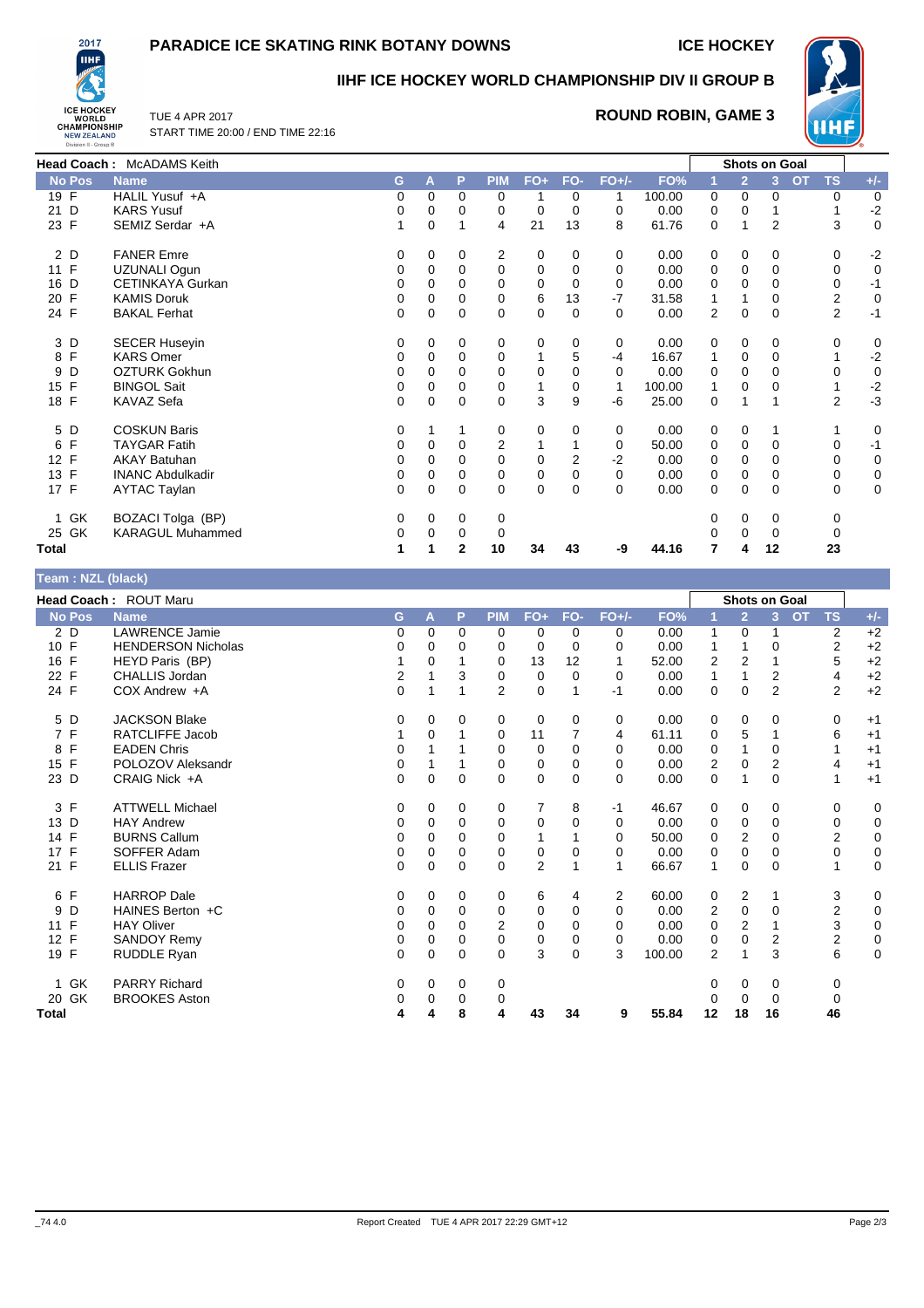# PARADICE ICE SKATING RINK BOTANY DOWNS

**ICE HOCKEY**

## IIHF ICE HOCKEY WORLD CHAMPIONSHIP DIV II GROUP B

TUE 4 APR 2017
START TIME 20:00 / END TIME 22:16

**ROUND ROBIN, GAME 3**

**Head Coach :** McADAMS Keith

| No | Pos | Name | G | A | P | PIM | FO+ | FO- | FO+/- | FO% | Shots on Goal 1 | 2 | 3 | OT | TS | +/- |
|---|---|---|---|---|---|---|---|---|---|---|---|---|---|---|---|---|
| 19 | F | HALIL Yusuf +A | 0 | 0 | 0 | 0 | 1 | 0 | 1 | 100.00 | 0 | 0 | 0 | | 0 | 0 |
| 21 | D | KARS Yusuf | 0 | 0 | 0 | 0 | 0 | 0 | 0 | 0.00 | 0 | 0 | 1 | | 1 | -2 |
| 23 | F | SEMIZ Serdar +A | 1 | 0 | 1 | 4 | 21 | 13 | 8 | 61.76 | 0 | 1 | 2 | | 3 | 0 |
| 2 | D | FANER Emre | 0 | 0 | 0 | 2 | 0 | 0 | 0 | 0.00 | 0 | 0 | 0 | | 0 | -2 |
| 11 | F | UZUNALI Ogun | 0 | 0 | 0 | 0 | 0 | 0 | 0 | 0.00 | 0 | 0 | 0 | | 0 | 0 |
| 16 | D | CETINKAYA Gurkan | 0 | 0 | 0 | 0 | 0 | 0 | 0 | 0.00 | 0 | 0 | 0 | | 0 | -1 |
| 20 | F | KAMIS Doruk | 0 | 0 | 0 | 0 | 6 | 13 | -7 | 31.58 | 1 | 1 | 0 | | 2 | 0 |
| 24 | F | BAKAL Ferhat | 0 | 0 | 0 | 0 | 0 | 0 | 0 | 0.00 | 2 | 0 | 0 | | 2 | -1 |
| 3 | D | SECER Huseyin | 0 | 0 | 0 | 0 | 0 | 0 | 0 | 0.00 | 0 | 0 | 0 | | 0 | 0 |
| 8 | F | KARS Omer | 0 | 0 | 0 | 0 | 1 | 5 | -4 | 16.67 | 1 | 0 | 0 | | 1 | -2 |
| 9 | D | OZTURK Gokhun | 0 | 0 | 0 | 0 | 0 | 0 | 0 | 0.00 | 0 | 0 | 0 | | 0 | 0 |
| 15 | F | BINGOL Sait | 0 | 0 | 0 | 0 | 1 | 0 | 1 | 100.00 | 1 | 0 | 0 | | 1 | -2 |
| 18 | F | KAVAZ Sefa | 0 | 0 | 0 | 0 | 3 | 9 | -6 | 25.00 | 0 | 1 | 1 | | 2 | -3 |
| 5 | D | COSKUN Baris | 0 | 1 | 1 | 0 | 0 | 0 | 0 | 0.00 | 0 | 0 | 1 | | 1 | 0 |
| 6 | F | TAYGAR Fatih | 0 | 0 | 0 | 2 | 1 | 1 | 0 | 50.00 | 0 | 0 | 0 | | 0 | -1 |
| 12 | F | AKAY Batuhan | 0 | 0 | 0 | 0 | 0 | 2 | -2 | 0.00 | 0 | 0 | 0 | | 0 | 0 |
| 13 | F | INANC Abdulkadir | 0 | 0 | 0 | 0 | 0 | 0 | 0 | 0.00 | 0 | 0 | 0 | | 0 | 0 |
| 17 | F | AYTAC Taylan | 0 | 0 | 0 | 0 | 0 | 0 | 0 | 0.00 | 0 | 0 | 0 | | 0 | 0 |
| 1 | GK | BOZACI Tolga (BP) | 0 | 0 | 0 | 0 | | | | | 0 | 0 | 0 | | 0 | |
| 25 | GK | KARAGUL Muhammed | 0 | 0 | 0 | 0 | | | | | 0 | 0 | 0 | | 0 | |
| **Total** | | | 1 | 1 | 2 | 10 | 34 | 43 | -9 | 44.16 | 7 | 4 | 12 | | 23 | |

## Team : NZL (black)

**Head Coach :** ROUT Maru

| No | Pos | Name | G | A | P | PIM | FO+ | FO- | FO+/- | FO% | Shots on Goal 1 | 2 | 3 | OT | TS | +/- |
|---|---|---|---|---|---|---|---|---|---|---|---|---|---|---|---|---|
| 2 | D | LAWRENCE Jamie | 0 | 0 | 0 | 0 | 0 | 0 | 0 | 0.00 | 1 | 0 | 1 | | 2 | +2 |
| 10 | F | HENDERSON Nicholas | 0 | 0 | 0 | 0 | 0 | 0 | 0 | 0.00 | 1 | 1 | 0 | | 2 | +2 |
| 16 | F | HEYD Paris (BP) | 1 | 0 | 1 | 0 | 13 | 12 | 1 | 52.00 | 2 | 2 | 1 | | 5 | +2 |
| 22 | F | CHALLIS Jordan | 2 | 1 | 3 | 0 | 0 | 0 | 0 | 0.00 | 1 | 1 | 2 | | 4 | +2 |
| 24 | F | COX Andrew +A | 0 | 1 | 1 | 2 | 0 | 1 | -1 | 0.00 | 0 | 0 | 2 | | 2 | +2 |
| 5 | D | JACKSON Blake | 0 | 0 | 0 | 0 | 0 | 0 | 0 | 0.00 | 0 | 0 | 0 | | 0 | +1 |
| 7 | F | RATCLIFFE Jacob | 1 | 0 | 1 | 0 | 11 | 7 | 4 | 61.11 | 0 | 5 | 1 | | 6 | +1 |
| 8 | F | EADEN Chris | 0 | 1 | 1 | 0 | 0 | 0 | 0 | 0.00 | 0 | 1 | 0 | | 1 | +1 |
| 15 | F | POLOZOV Aleksandr | 0 | 1 | 1 | 0 | 0 | 0 | 0 | 0.00 | 2 | 0 | 2 | | 4 | +1 |
| 23 | D | CRAIG Nick +A | 0 | 0 | 0 | 0 | 0 | 0 | 0 | 0.00 | 0 | 1 | 0 | | 1 | +1 |
| 3 | F | ATTWELL Michael | 0 | 0 | 0 | 0 | 7 | 8 | -1 | 46.67 | 0 | 0 | 0 | | 0 | 0 |
| 13 | D | HAY Andrew | 0 | 0 | 0 | 0 | 0 | 0 | 0 | 0.00 | 0 | 0 | 0 | | 0 | 0 |
| 14 | F | BURNS Callum | 0 | 0 | 0 | 0 | 1 | 1 | 0 | 50.00 | 0 | 2 | 0 | | 2 | 0 |
| 17 | F | SOFFER Adam | 0 | 0 | 0 | 0 | 0 | 0 | 0 | 0.00 | 0 | 0 | 0 | | 0 | 0 |
| 21 | F | ELLIS Frazer | 0 | 0 | 0 | 0 | 2 | 1 | 1 | 66.67 | 1 | 0 | 0 | | 1 | 0 |
| 6 | F | HARROP Dale | 0 | 0 | 0 | 0 | 6 | 4 | 2 | 60.00 | 0 | 2 | 1 | | 3 | 0 |
| 9 | D | HAINES Berton +C | 0 | 0 | 0 | 0 | 0 | 0 | 0 | 0.00 | 2 | 0 | 0 | | 2 | 0 |
| 11 | F | HAY Oliver | 0 | 0 | 0 | 2 | 0 | 0 | 0 | 0.00 | 0 | 2 | 1 | | 3 | 0 |
| 12 | F | SANDOY Remy | 0 | 0 | 0 | 0 | 0 | 0 | 0 | 0.00 | 0 | 0 | 2 | | 2 | 0 |
| 19 | F | RUDDLE Ryan | 0 | 0 | 0 | 0 | 3 | 0 | 3 | 100.00 | 2 | 1 | 3 | | 6 | 0 |
| 1 | GK | PARRY Richard | 0 | 0 | 0 | 0 | | | | | 0 | 0 | 0 | | 0 | |
| 20 | GK | BROOKES Aston | 0 | 0 | 0 | 0 | | | | | 0 | 0 | 0 | | 0 | |
| **Total** | | | 4 | 4 | 8 | 4 | 43 | 34 | 9 | 55.84 | 12 | 18 | 16 | | 46 | |

_74 4.0 Report Created TUE 4 APR 2017 22:29 GMT+12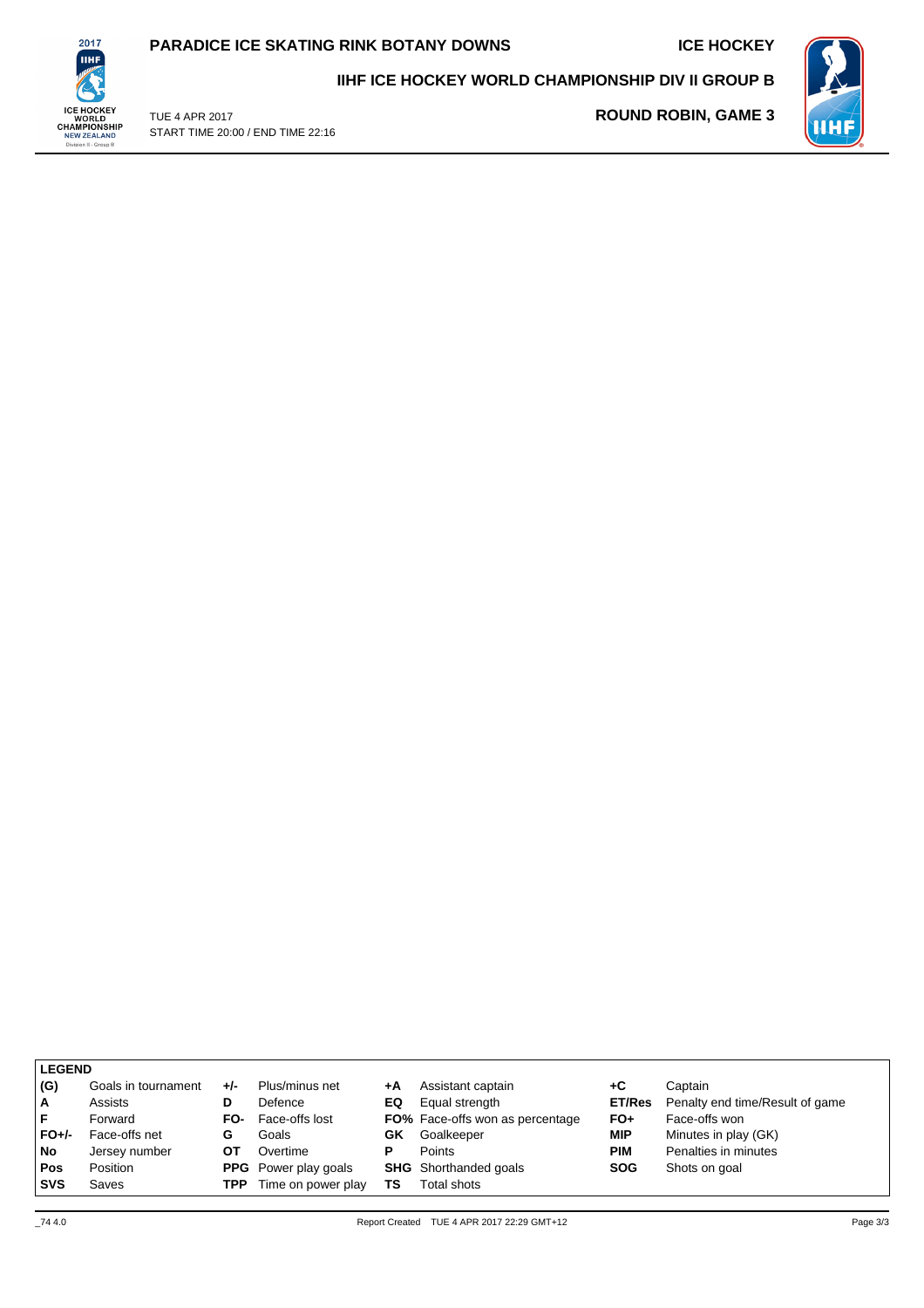**PARADICE ICE SKATING RINK BOTANY DOWNS** — **ICE HOCKEY**

**IIHF ICE HOCKEY WORLD CHAMPIONSHIP DIV II GROUP B**

TUE 4 APR 2017
START TIME 20:00 / END TIME 22:16

**ROUND ROBIN, GAME 3**

**LEGEND**

| | | | | | | | |
|---|---|---|---|---|---|---|---|
| **(G)** | Goals in tournament | **+/-** | Plus/minus net | **+A** | Assistant captain | **+C** | Captain |
| **A** | Assists | **D** | Defence | **EQ** | Equal strength | **ET/Res** | Penalty end time/Result of game |
| **F** | Forward | **FO-** | Face-offs lost | **FO%** | Face-offs won as percentage | **FO+** | Face-offs won |
| **FO+/-** | Face-offs net | **G** | Goals | **GK** | Goalkeeper | **MIP** | Minutes in play (GK) |
| **No** | Jersey number | **OT** | Overtime | **P** | Points | **PIM** | Penalties in minutes |
| **Pos** | Position | **PPG** | Power play goals | **SHG** | Shorthanded goals | **SOG** | Shots on goal |
| **SVS** | Saves | **TPP** | Time on power play | **TS** | Total shots | | |

_74 4.0 — Report Created TUE 4 APR 2017 22:29 GMT+12